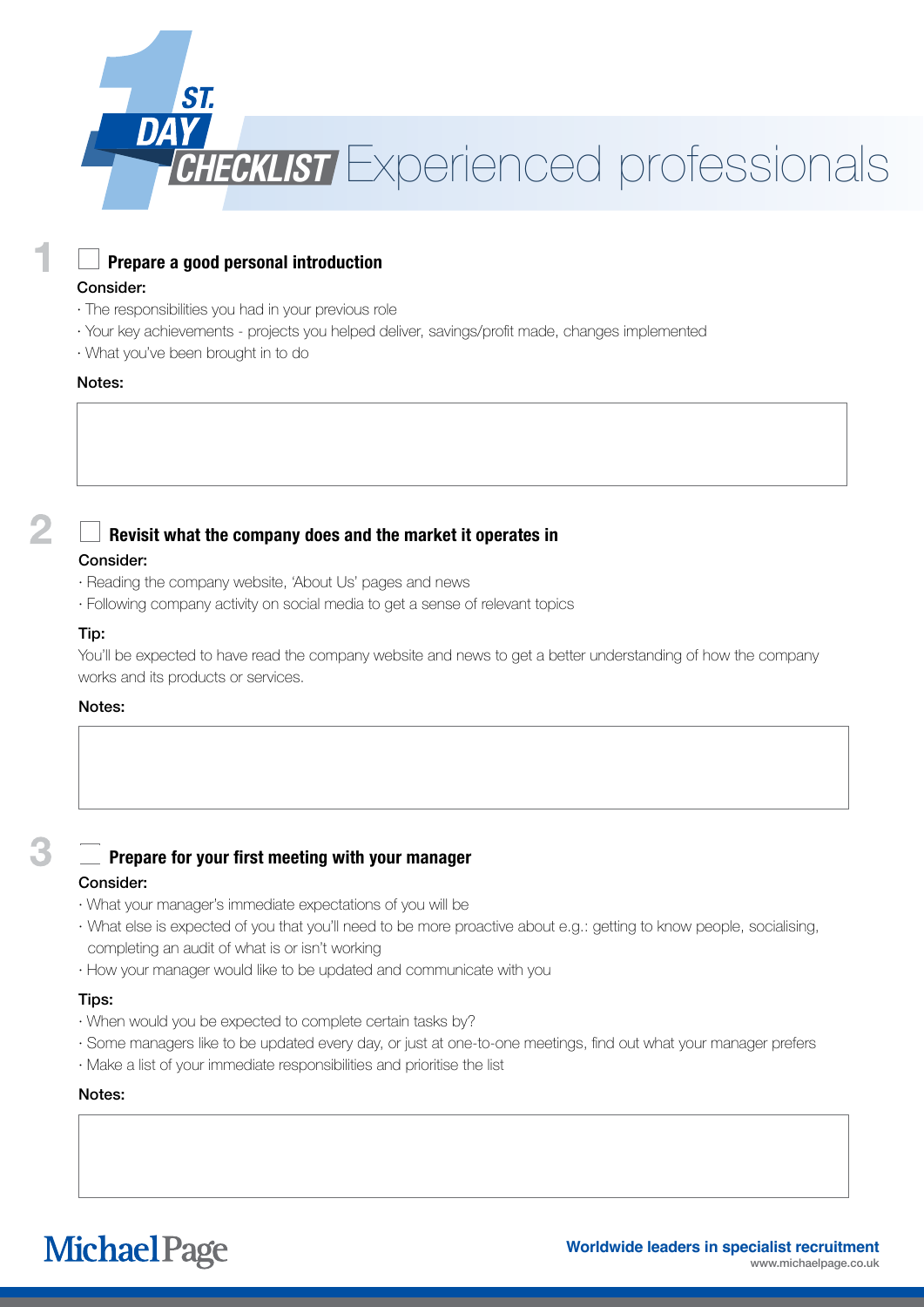# 1ST. DAY CHECKLIST Experienced professionals

## 1 ☐ Prepare a good personal introduction

**Consider:**

- The responsibilities you had in your previous role
- Your key achievements - projects you helped deliver, savings/profit made, changes implemented
- What you've been brought in to do

**Notes:**

## 2 ☐ Revisit what the company does and the market it operates in

**Consider:**

- Reading the company website, 'About Us' pages and news
- Following company activity on social media to get a sense of relevant topics

**Tip:**

You'll be expected to have read the company website and news to get a better understanding of how the company works and its products or services.

**Notes:**

## 3 ☐ Prepare for your first meeting with your manager

**Consider:**

- What your manager's immediate expectations of you will be
- What else is expected of you that you'll need to be more proactive about e.g.: getting to know people, socialising, completing an audit of what is or isn't working
- How your manager would like to be updated and communicate with you

**Tips:**

- When would you be expected to complete certain tasks by?
- Some managers like to be updated every day, or just at one-to-one meetings, find out what your manager prefers
- Make a list of your immediate responsibilities and prioritise the list

**Notes:**

MichaelPage

**Worldwide leaders in specialist recruitment**
www.michaelpage.co.uk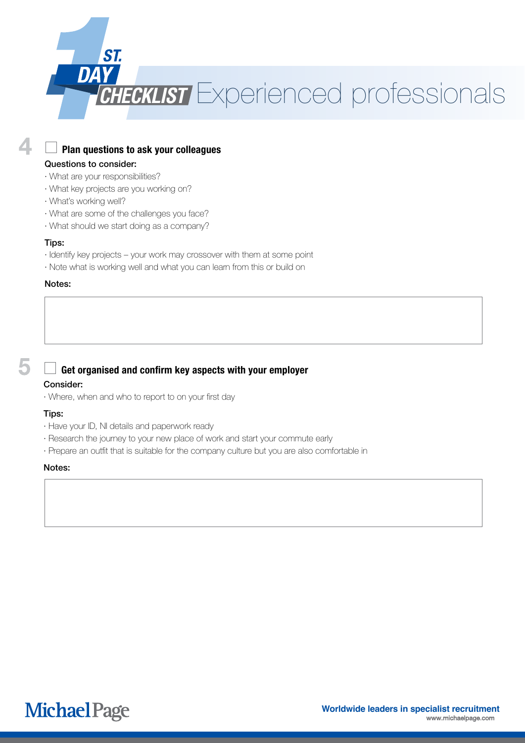# 1ST. DAY CHECKLIST Experienced professionals

## 4 ☐ Plan questions to ask your colleagues

**Questions to consider:**

- What are your responsibilities?
- What key projects are you working on?
- What's working well?
- What are some of the challenges you face?
- What should we start doing as a company?

**Tips:**

- Identify key projects – your work may crossover with them at some point
- Note what is working well and what you can learn from this or build on

**Notes:**

## 5 ☐ Get organised and confirm key aspects with your employer

**Consider:**

- Where, when and who to report to on your first day

**Tips:**

- Have your ID, NI details and paperwork ready
- Research the journey to your new place of work and start your commute early
- Prepare an outfit that is suitable for the company culture but you are also comfortable in

**Notes:**

MichaelPage

**Worldwide leaders in specialist recruitment**
www.michaelpage.com